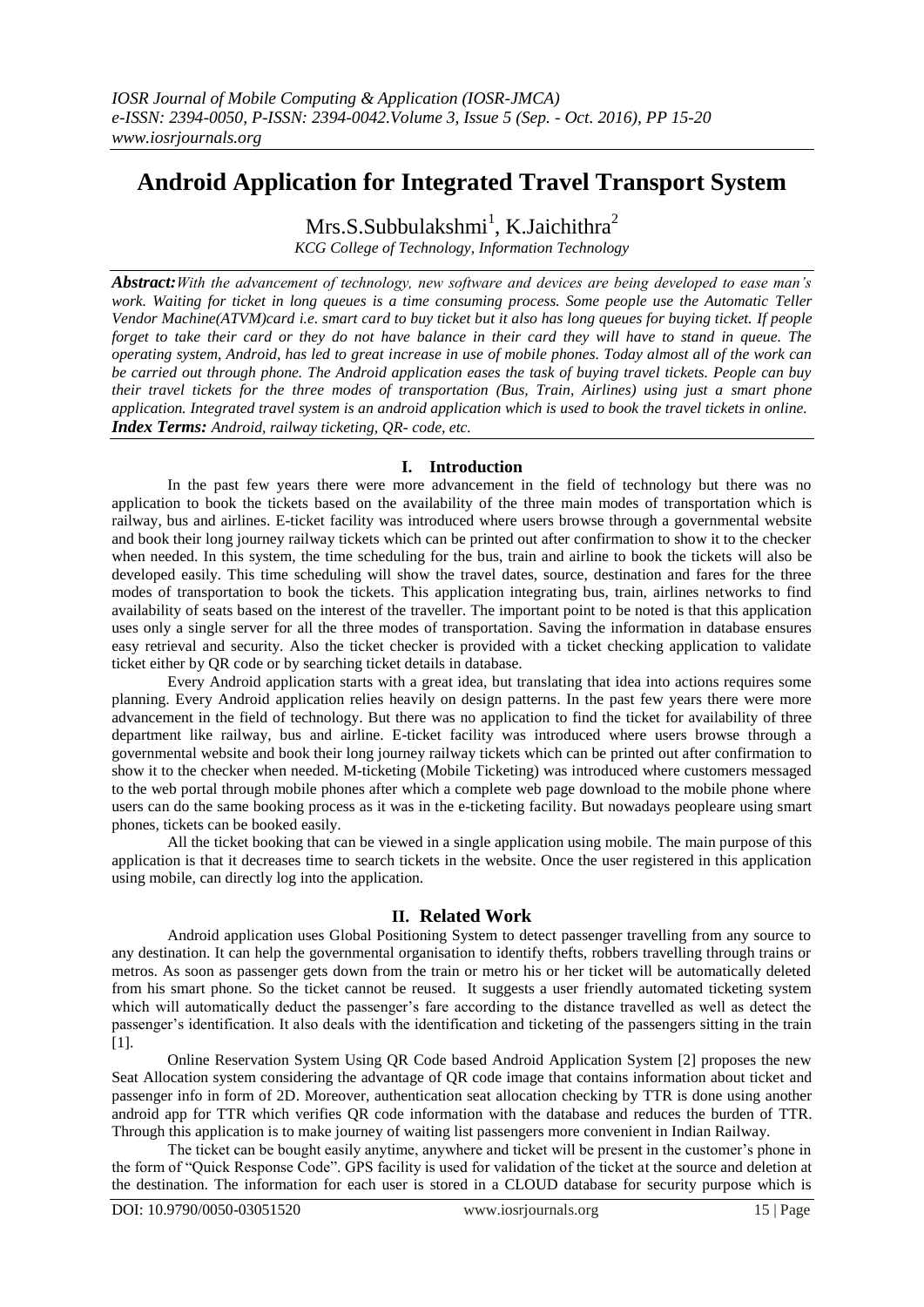// Android Application for Integrated Travel Transport System

# Android Application for Integrated Travel Transport System

Mrs.S.Subbulakshmi[1], K.Jaichithra[2]

*KCG College of Technology, Information Technology*

***Abstract:*** *With the advancement of technology, new software and devices are being developed to ease man's work. Waiting for ticket in long queues is a time consuming process. Some people use the Automatic Teller Vendor Machine(ATVM)card i.e. smart card to buy ticket but it also has long queues for buying ticket. If people forget to take their card or they do not have balance in their card they will have to stand in queue. The operating system, Android, has led to great increase in use of mobile phones. Today almost all of the work can be carried out through phone. The Android application eases the task of buying travel tickets. People can buy their travel tickets for the three modes of transportation (Bus, Train, Airlines) using just a smart phone application. Integrated travel system is an android application which is used to book the travel tickets in online.*

***Index Terms:*** *Android, railway ticketing, QR- code, etc.*

## I. Introduction

In the past few years there were more advancement in the field of technology but there was no application to book the tickets based on the availability of the three main modes of transportation which is railway, bus and airlines. E-ticket facility was introduced where users browse through a governmental website and book their long journey railway tickets which can be printed out after confirmation to show it to the checker when needed. In this system, the time scheduling for the bus, train and airline to book the tickets will also be developed easily. This time scheduling will show the travel dates, source, destination and fares for the three modes of transportation to book the tickets. This application integrating bus, train, airlines networks to find availability of seats based on the interest of the traveller. The important point to be noted is that this application uses only a single server for all the three modes of transportation. Saving the information in database ensures easy retrieval and security. Also the ticket checker is provided with a ticket checking application to validate ticket either by QR code or by searching ticket details in database.

Every Android application starts with a great idea, but translating that idea into actions requires some planning. Every Android application relies heavily on design patterns. In the past few years there were more advancement in the field of technology. But there was no application to find the ticket for availability of three department like railway, bus and airline. E-ticket facility was introduced where users browse through a governmental website and book their long journey railway tickets which can be printed out after confirmation to show it to the checker when needed. M-ticketing (Mobile Ticketing) was introduced where customers messaged to the web portal through mobile phones after which a complete web page download to the mobile phone where users can do the same booking process as it was in the e-ticketing facility. But nowadays peopleare using smart phones, tickets can be booked easily.

All the ticket booking that can be viewed in a single application using mobile. The main purpose of this application is that it decreases time to search tickets in the website. Once the user registered in this application using mobile, can directly log into the application.

## II. Related Work

Android application uses Global Positioning System to detect passenger travelling from any source to any destination. It can help the governmental organisation to identify thefts, robbers travelling through trains or metros. As soon as passenger gets down from the train or metro his or her ticket will be automatically deleted from his smart phone. So the ticket cannot be reused. It suggests a user friendly automated ticketing system which will automatically deduct the passenger's fare according to the distance travelled as well as detect the passenger's identification. It also deals with the identification and ticketing of the passengers sitting in the train [1].

Online Reservation System Using QR Code based Android Application System [2] proposes the new Seat Allocation system considering the advantage of QR code image that contains information about ticket and passenger info in form of 2D. Moreover, authentication seat allocation checking by TTR is done using another android app for TTR which verifies QR code information with the database and reduces the burden of TTR. Through this application is to make journey of waiting list passengers more convenient in Indian Railway.

The ticket can be bought easily anytime, anywhere and ticket will be present in the customer's phone in the form of "Quick Response Code". GPS facility is used for validation of the ticket at the source and deletion at the destination. The information for each user is stored in a CLOUD database for security purpose which is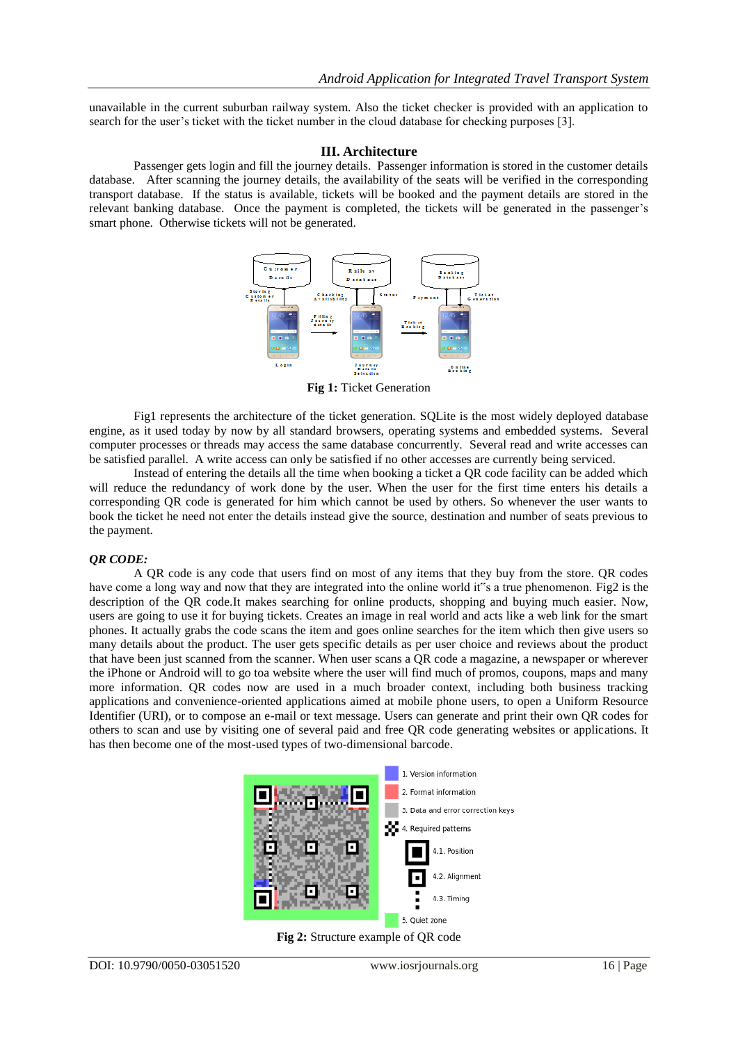unavailable in the current suburban railway system. Also the ticket checker is provided with an application to search for the user's ticket with the ticket number in the cloud database for checking purposes [3].

## III. Architecture

Passenger gets login and fill the journey details. Passenger information is stored in the customer details database. After scanning the journey details, the availability of the seats will be verified in the corresponding transport database. If the status is available, tickets will be booked and the payment details are stored in the relevant banking database. Once the payment is completed, the tickets will be generated in the passenger's smart phone. Otherwise tickets will not be generated.

**Fig 1:** Ticket Generation

Fig1 represents the architecture of the ticket generation. SQLite is the most widely deployed database engine, as it used today by now by all standard browsers, operating systems and embedded systems. Several computer processes or threads may access the same database concurrently. Several read and write accesses can be satisfied parallel. A write access can only be satisfied if no other accesses are currently being serviced.

Instead of entering the details all the time when booking a ticket a QR code facility can be added which will reduce the redundancy of work done by the user. When the user for the first time enters his details a corresponding QR code is generated for him which cannot be used by others. So whenever the user wants to book the ticket he need not enter the details instead give the source, destination and number of seats previous to the payment.

### *QR CODE:*

A QR code is any code that users find on most of any items that they buy from the store. QR codes have come a long way and now that they are integrated into the online world it"s a true phenomenon. Fig2 is the description of the QR code.It makes searching for online products, shopping and buying much easier. Now, users are going to use it for buying tickets. Creates an image in real world and acts like a web link for the smart phones. It actually grabs the code scans the item and goes online searches for the item which then give users so many details about the product. The user gets specific details as per user choice and reviews about the product that have been just scanned from the scanner. When user scans a QR code a magazine, a newspaper or wherever the iPhone or Android will to go toa website where the user will find much of promos, coupons, maps and many more information. QR codes now are used in a much broader context, including both business tracking applications and convenience-oriented applications aimed at mobile phone users, to open a Uniform Resource Identifier (URI), or to compose an e-mail or text message. Users can generate and print their own QR codes for others to scan and use by visiting one of several paid and free QR code generating websites or applications. It has then become one of the most-used types of two-dimensional barcode.

**Fig 2:** Structure example of QR code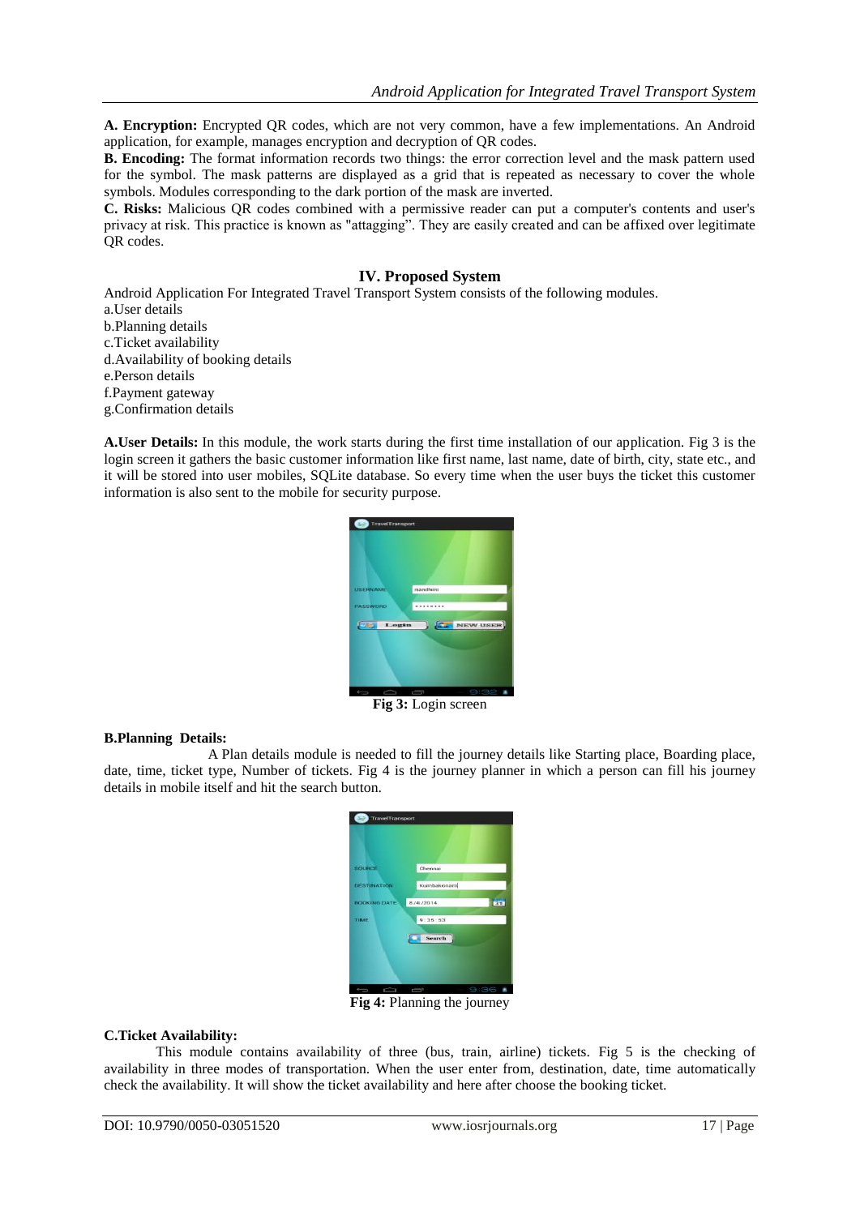**A. Encryption:** Encrypted QR codes, which are not very common, have a few implementations. An Android application, for example, manages encryption and decryption of QR codes.

**B. Encoding:** The format information records two things: the error correction level and the mask pattern used for the symbol. The mask patterns are displayed as a grid that is repeated as necessary to cover the whole symbols. Modules corresponding to the dark portion of the mask are inverted.

**C. Risks:** Malicious QR codes combined with a permissive reader can put a computer's contents and user's privacy at risk. This practice is known as "attagging". They are easily created and can be affixed over legitimate QR codes.

## IV. Proposed System

Android Application For Integrated Travel Transport System consists of the following modules.

a.User details
b.Planning details
c.Ticket availability
d.Availability of booking details
e.Person details
f.Payment gateway
g.Confirmation details

**A.User Details:** In this module, the work starts during the first time installation of our application. Fig 3 is the login screen it gathers the basic customer information like first name, last name, date of birth, city, state etc., and it will be stored into user mobiles, SQLite database. So every time when the user buys the ticket this customer information is also sent to the mobile for security purpose.

**Fig 3:** Login screen

**B.Planning Details:**

A Plan details module is needed to fill the journey details like Starting place, Boarding place, date, time, ticket type, Number of tickets. Fig 4 is the journey planner in which a person can fill his journey details in mobile itself and hit the search button.

**Fig 4:** Planning the journey

**C.Ticket Availability:**

This module contains availability of three (bus, train, airline) tickets. Fig 5 is the checking of availability in three modes of transportation. When the user enter from, destination, date, time automatically check the availability. It will show the ticket availability and here after choose the booking ticket.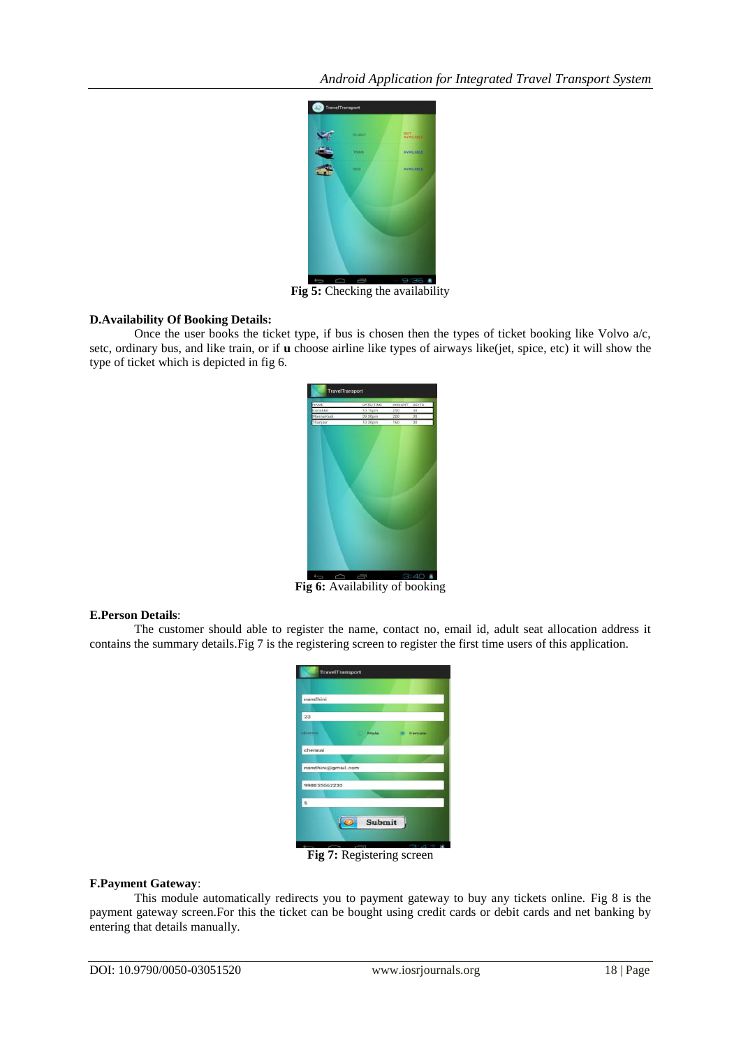Fig 5: Checking the availability

**D.Availability Of Booking Details:**

Once the user books the ticket type, if bus is chosen then the types of ticket booking like Volvo a/c, setc, ordinary bus, and like train, or if **u** choose airline like types of airways like(jet, spice, etc) it will show the type of ticket which is depicted in fig 6.

**Fig 6:** Availability of booking

**E.Person Details**:

The customer should able to register the name, contact no, email id, adult seat allocation address it contains the summary details.Fig 7 is the registering screen to register the first time users of this application.

**Fig 7:** Registering screen

**F.Payment Gateway**:

This module automatically redirects you to payment gateway to buy any tickets online. Fig 8 is the payment gateway screen.For this the ticket can be bought using credit cards or debit cards and net banking by entering that details manually.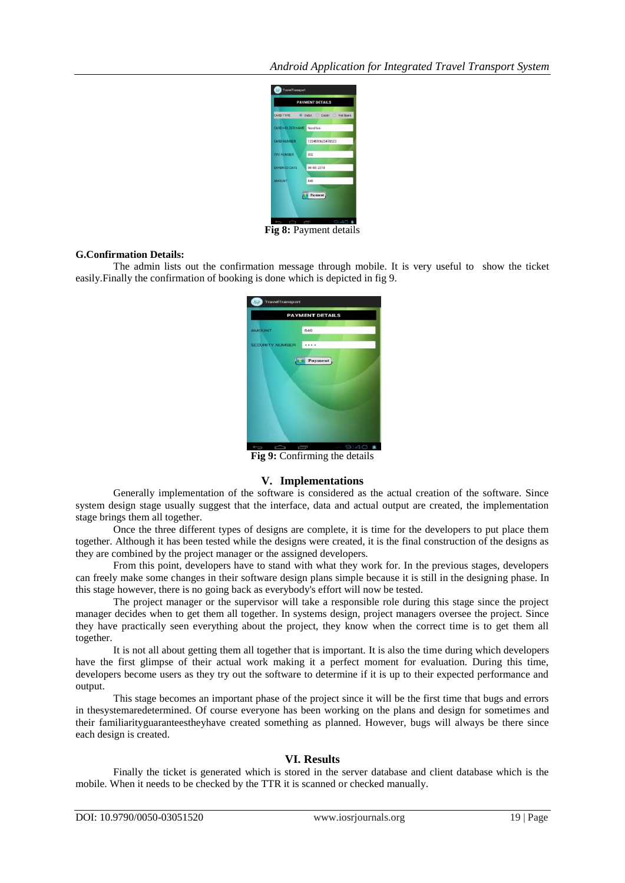**Fig 8:** Payment details

**G.Confirmation Details:**

The admin lists out the confirmation message through mobile. It is very useful to show the ticket easily.Finally the confirmation of booking is done which is depicted in fig 9.

**Fig 9:** Confirming the details

## V. Implementations

Generally implementation of the software is considered as the actual creation of the software. Since system design stage usually suggest that the interface, data and actual output are created, the implementation stage brings them all together.

Once the three different types of designs are complete, it is time for the developers to put place them together. Although it has been tested while the designs were created, it is the final construction of the designs as they are combined by the project manager or the assigned developers.

From this point, developers have to stand with what they work for. In the previous stages, developers can freely make some changes in their software design plans simple because it is still in the designing phase. In this stage however, there is no going back as everybody's effort will now be tested.

The project manager or the supervisor will take a responsible role during this stage since the project manager decides when to get them all together. In systems design, project managers oversee the project. Since they have practically seen everything about the project, they know when the correct time is to get them all together.

It is not all about getting them all together that is important. It is also the time during which developers have the first glimpse of their actual work making it a perfect moment for evaluation. During this time, developers become users as they try out the software to determine if it is up to their expected performance and output.

This stage becomes an important phase of the project since it will be the first time that bugs and errors in thesystemaredetermined. Of course everyone has been working on the plans and design for sometimes and their familiarityguaranteestheyhave created something as planned. However, bugs will always be there since each design is created.

## VI. Results

Finally the ticket is generated which is stored in the server database and client database which is the mobile. When it needs to be checked by the TTR it is scanned or checked manually.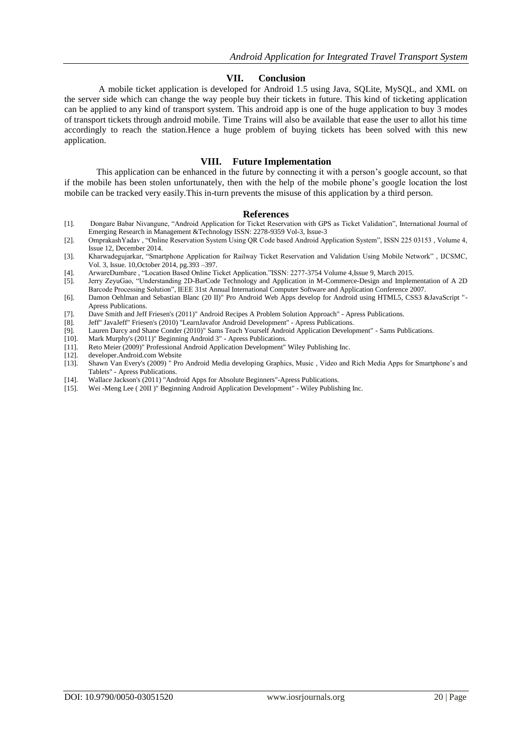## VII. Conclusion

A mobile ticket application is developed for Android 1.5 using Java, SQLite, MySQL, and XML on the server side which can change the way people buy their tickets in future. This kind of ticketing application can be applied to any kind of transport system. This android app is one of the huge application to buy 3 modes of transport tickets through android mobile. Time Trains will also be available that ease the user to allot his time accordingly to reach the station.Hence a huge problem of buying tickets has been solved with this new application.

## VIII. Future Implementation

This application can be enhanced in the future by connecting it with a person's google account, so that if the mobile has been stolen unfortunately, then with the help of the mobile phone's google location the lost mobile can be tracked very easily.This in-turn prevents the misuse of this application by a third person.

## References

[1]. Dongare Babar Nivangune, "Android Application for Ticket Reservation with GPS as Ticket Validation", International Journal of Emerging Research in Management &Technology ISSN: 2278-9359 Vol-3, Issue-3

[2]. OmprakashYadav , "Online Reservation System Using QR Code based Android Application System", ISSN 225 03153 , Volume 4, Issue 12, December 2014.

[3]. Kharwadegujarkar, "Smartphone Application for Railway Ticket Reservation and Validation Using Mobile Network" , IJCSMC, Vol. 3, Issue. 10,October 2014, pg.393 –397.

[4]. ArwareDumbare , "Location Based Online Ticket Application."ISSN: 2277-3754 Volume 4,Issue 9, March 2015.

[5]. Jerry ZeyuGao, "Understanding 2D-BarCode Technology and Application in M-Commerce-Design and Implementation of A 2D Barcode Processing Solution", IEEE 31st Annual International Computer Software and Application Conference 2007.

[6]. Damon Oehlman and Sebastian Blanc (20 II)" Pro Android Web Apps develop for Android using HTML5, CSS3 &JavaScript "- Apress Publications.

[7]. Dave Smith and Jeff Friesen's (2011)" Android Recipes A Problem Solution Approach" - Apress Publications.

[8]. Jeff" JavaJeff" Friesen's (2010) "LearnJavafor Android Development" - Apress Publications.

[9]. Lauren Darcy and Shane Conder (2010)" Sams Teach Yourself Android Application Development" - Sams Publications.

[10]. Mark Murphy's (2011)" Beginning Android 3" - Apress Publications.

[11]. Reto Meier (2009)" Professional Android Application Development" Wiley Publishing Inc.

[12]. developer.Android.com Website

[13]. Shawn Van Every's (2009) " Pro Android Media developing Graphics, Music , Video and Rich Media Apps for Smartphone's and Tablets" - Apress Publications.

[14]. Wallace Jackson's (2011) "Android Apps for Absolute Beginners"-Apress Publications.

[15]. Wei -Meng Lee ( 20II )" Beginning Android Application Development" - Wiley Publishing Inc.